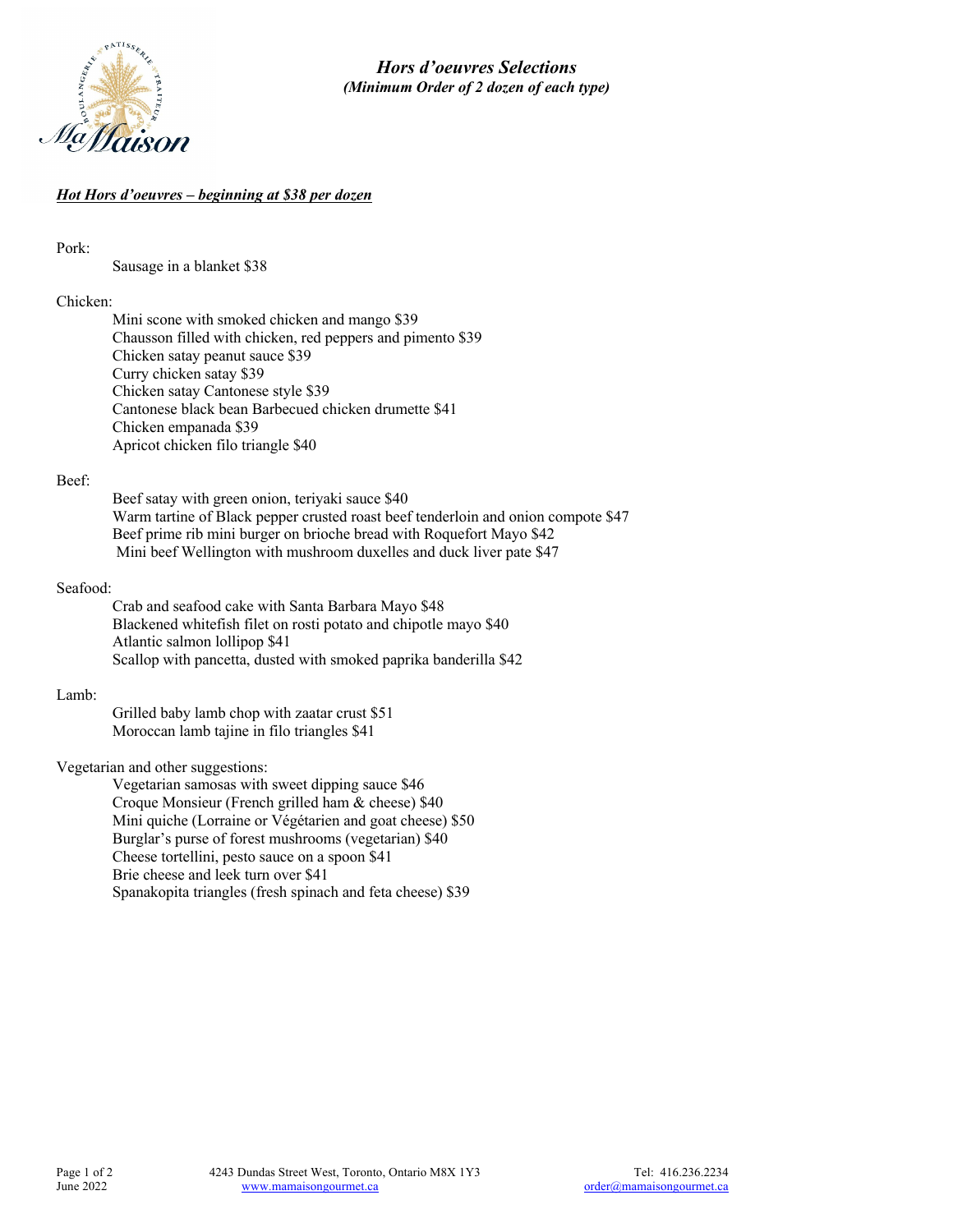## *Hors d'oeuvres Selections*

***(Minimum Order of 2 dozen of each type)***

### ***Hot Hors d'oeuvres – beginning at $38 per dozen***

Pork:

- Sausage in a blanket $38

Chicken:

- Mini scone with smoked chicken and mango $39
- Chausson filled with chicken, red peppers and pimento $39
- Chicken satay peanut sauce $39
- Curry chicken satay $39
- Chicken satay Cantonese style $39
- Cantonese black bean Barbecued chicken drumette $41
- Chicken empanada $39
- Apricot chicken filo triangle $40

Beef:

- Beef satay with green onion, teriyaki sauce $40
- Warm tartine of Black pepper crusted roast beef tenderloin and onion compote $47
- Beef prime rib mini burger on brioche bread with Roquefort Mayo $42
- Mini beef Wellington with mushroom duxelles and duck liver pate $47

Seafood:

- Crab and seafood cake with Santa Barbara Mayo $48
- Blackened whitefish filet on rosti potato and chipotle mayo $40
- Atlantic salmon lollipop $41
- Scallop with pancetta, dusted with smoked paprika banderilla $42

Lamb:

- Grilled baby lamb chop with zaatar crust $51
- Moroccan lamb tajine in filo triangles $41

Vegetarian and other suggestions:

- Vegetarian samosas with sweet dipping sauce $46
- Croque Monsieur (French grilled ham & cheese) $40
- Mini quiche (Lorraine or Végétarien and goat cheese) $50
- Burglar's purse of forest mushrooms (vegetarian) $40
- Cheese tortellini, pesto sauce on a spoon $41
- Brie cheese and leek turn over $41
- Spanakopita triangles (fresh spinach and feta cheese) $39

June 2022

4243 Dundas Street West, Toronto, Ontario M8X 1Y3
www.mamaisongourmet.ca

Tel: 416.236.2234
order@mamaisongourmet.ca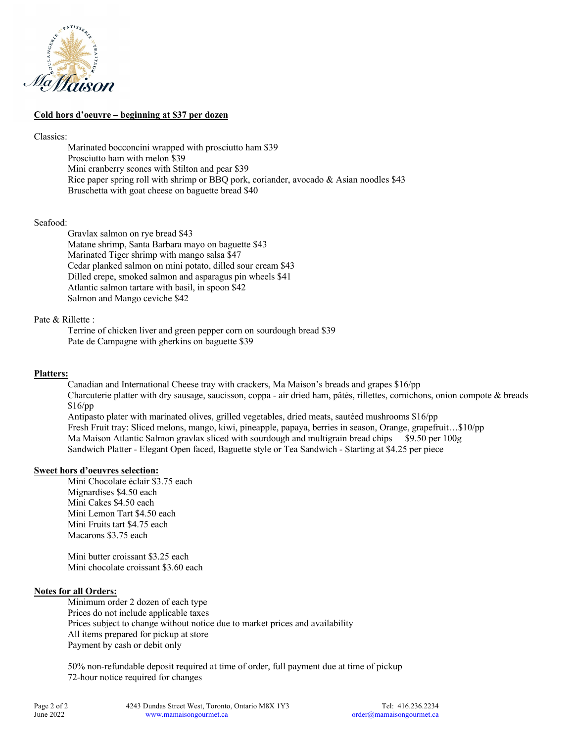## Cold hors d'oeuvre – beginning at $37 per dozen

Classics:

- Marinated bocconcini wrapped with prosciutto ham $39
- Prosciutto ham with melon $39
- Mini cranberry scones with Stilton and pear $39
- Rice paper spring roll with shrimp or BBQ pork, coriander, avocado & Asian noodles $43
- Bruschetta with goat cheese on baguette bread $40

Seafood:

- Gravlax salmon on rye bread $43
- Matane shrimp, Santa Barbara mayo on baguette $43
- Marinated Tiger shrimp with mango salsa $47
- Cedar planked salmon on mini potato, dilled sour cream $43
- Dilled crepe, smoked salmon and asparagus pin wheels $41
- Atlantic salmon tartare with basil, in spoon $42
- Salmon and Mango ceviche $42

Pate & Rillette :

- Terrine of chicken liver and green pepper corn on sourdough bread $39
- Pate de Campagne with gherkins on baguette $39

## Platters:

- Canadian and International Cheese tray with crackers, Ma Maison's breads and grapes $16/pp
- Charcuterie platter with dry sausage, saucisson, coppa - air dried ham, pâtés, rillettes, cornichons, onion compote & breads $16/pp
- Antipasto plater with marinated olives, grilled vegetables, dried meats, sautéed mushrooms $16/pp
- Fresh Fruit tray: Sliced melons, mango, kiwi, pineapple, papaya, berries in season, Orange, grapefruit…$10/pp
- Ma Maison Atlantic Salmon gravlax sliced with sourdough and multigrain bread chips $9.50 per 100g
- Sandwich Platter - Elegant Open faced, Baguette style or Tea Sandwich - Starting at $4.25 per piece

## Sweet hors d'oeuvres selection:

- Mini Chocolate éclair $3.75 each
- Mignardises $4.50 each
- Mini Cakes $4.50 each
- Mini Lemon Tart $4.50 each
- Mini Fruits tart $4.75 each
- Macarons $3.75 each

- Mini butter croissant $3.25 each
- Mini chocolate croissant $3.60 each

## Notes for all Orders:

- Minimum order 2 dozen of each type
- Prices do not include applicable taxes
- Prices subject to change without notice due to market prices and availability
- All items prepared for pickup at store
- Payment by cash or debit only

- 50% non-refundable deposit required at time of order, full payment due at time of pickup
- 72-hour notice required for changes

June 2022

4243 Dundas Street West, Toronto, Ontario M8X 1Y3
www.mamaisongourmet.ca

Tel: 416.236.2234
order@mamaisongourmet.ca